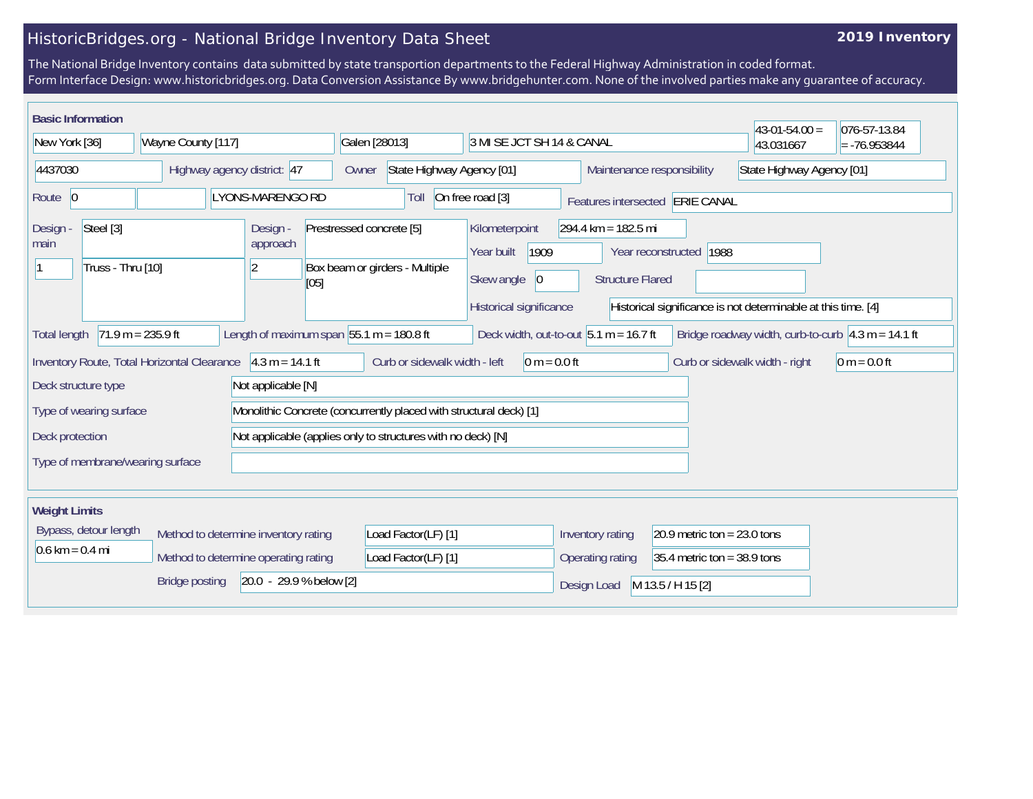# HistoricBridges.org - National Bridge Inventory Data Sheet

**2019 Inventory**

The National Bridge Inventory contains data submitted by state transportion departments to the Federal Highway Administration in coded format.
Form Interface Design: www.historicbridges.org. Data Conversion Assistance By www.bridgehunter.com. None of the involved parties make any guarantee of accuracy.

## Basic Information

| | |
|---|---|
| State | New York [36] |
| County | Wayne County [117] |
| Place | Galen [28013] |
| Location | 3 MI SE JCT SH 14 & CANAL |
| Latitude | 43-01-54.00 = 43.031667 |
| Longitude | 076-57-13.84 = -76.953844 |
| Structure Number | 4437030 |
| Highway agency district: | 47 |
| Owner | State Highway Agency [01] |
| Maintenance responsibility | State Highway Agency [01] |
| Route | 0 |
| Facility carried | LYONS-MARENGO RD |
| Toll | On free road [3] |
| Features intersected | ERIE CANAL |
| Design - main | Steel [3] |
| Main spans | 1 |
| Main design type | Truss - Thru [10] |
| Design - approach | Prestressed concrete [5] |
| Approach spans | 2 |
| Approach design type | Box beam or girders - Multiple [05] |
| Kilometerpoint | 294.4 km = 182.5 mi |
| Year built | 1909 |
| Year reconstructed | 1988 |
| Skew angle | 0 |
| Structure Flared | |
| Historical significance | Historical significance is not determinable at this time. [4] |
| Total length | 71.9 m = 235.9 ft |
| Length of maximum span | 55.1 m = 180.8 ft |
| Deck width, out-to-out | 5.1 m = 16.7 ft |
| Bridge roadway width, curb-to-curb | 4.3 m = 14.1 ft |
| Inventory Route, Total Horizontal Clearance | 4.3 m = 14.1 ft |
| Curb or sidewalk width - left | 0 m = 0.0 ft |
| Curb or sidewalk width - right | 0 m = 0.0 ft |
| Deck structure type | Not applicable [N] |
| Type of wearing surface | Monolithic Concrete (concurrently placed with structural deck) [1] |
| Deck protection | Not applicable (applies only to structures with no deck) [N] |
| Type of membrane/wearing surface | |

## Weight Limits

| | |
|---|---|
| Bypass, detour length | 0.6 km = 0.4 mi |
| Method to determine inventory rating | Load Factor(LF) [1] |
| Method to determine operating rating | Load Factor(LF) [1] |
| Inventory rating | 20.9 metric ton = 23.0 tons |
| Operating rating | 35.4 metric ton = 38.9 tons |
| Bridge posting | 20.0 - 29.9 % below [2] |
| Design Load | M 13.5 / H 15 [2] |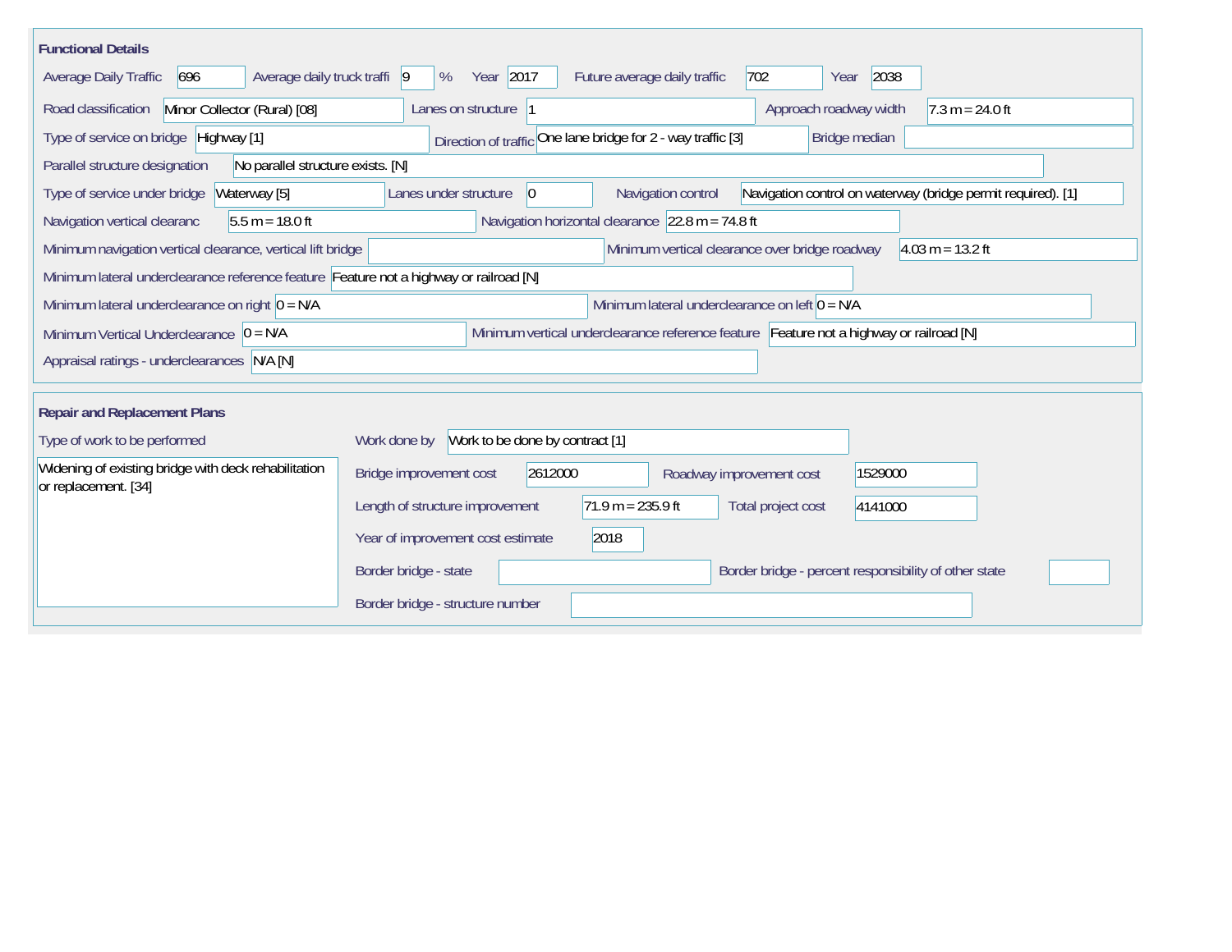## Functional Details

| Field | Value |
|---|---|
| Average Daily Traffic | 696 |
| Average daily truck traffi | 9 % |
| Year | 2017 |
| Future average daily traffic | 702 |
| Year | 2038 |
| Road classification | Minor Collector (Rural) [08] |
| Lanes on structure | 1 |
| Approach roadway width | 7.3 m = 24.0 ft |
| Type of service on bridge | Highway [1] |
| Direction of traffic | One lane bridge for 2 - way traffic [3] |
| Bridge median | |
| Parallel structure designation | No parallel structure exists. [N] |
| Type of service under bridge | Waterway [5] |
| Lanes under structure | 0 |
| Navigation control | Navigation control on waterway (bridge permit required). [1] |
| Navigation vertical clearanc | 5.5 m = 18.0 ft |
| Navigation horizontal clearance | 22.8 m = 74.8 ft |
| Minimum navigation vertical clearance, vertical lift bridge | |
| Minimum vertical clearance over bridge roadway | 4.03 m = 13.2 ft |
| Minimum lateral underclearance reference feature | Feature not a highway or railroad [N] |
| Minimum lateral underclearance on right | 0 = N/A |
| Minimum lateral underclearance on left | 0 = N/A |
| Minimum Vertical Underclearance | 0 = N/A |
| Minimum vertical underclearance reference feature | Feature not a highway or railroad [N] |
| Appraisal ratings - underclearances | N/A [N] |

## Repair and Replacement Plans

| Field | Value |
|---|---|
| Type of work to be performed | Widening of existing bridge with deck rehabilitation or replacement. [34] |
| Work done by | Work to be done by contract [1] |
| Bridge improvement cost | 2612000 |
| Roadway improvement cost | 1529000 |
| Length of structure improvement | 71.9 m = 235.9 ft |
| Total project cost | 4141000 |
| Year of improvement cost estimate | 2018 |
| Border bridge - state | |
| Border bridge - percent responsibility of other state | |
| Border bridge - structure number | |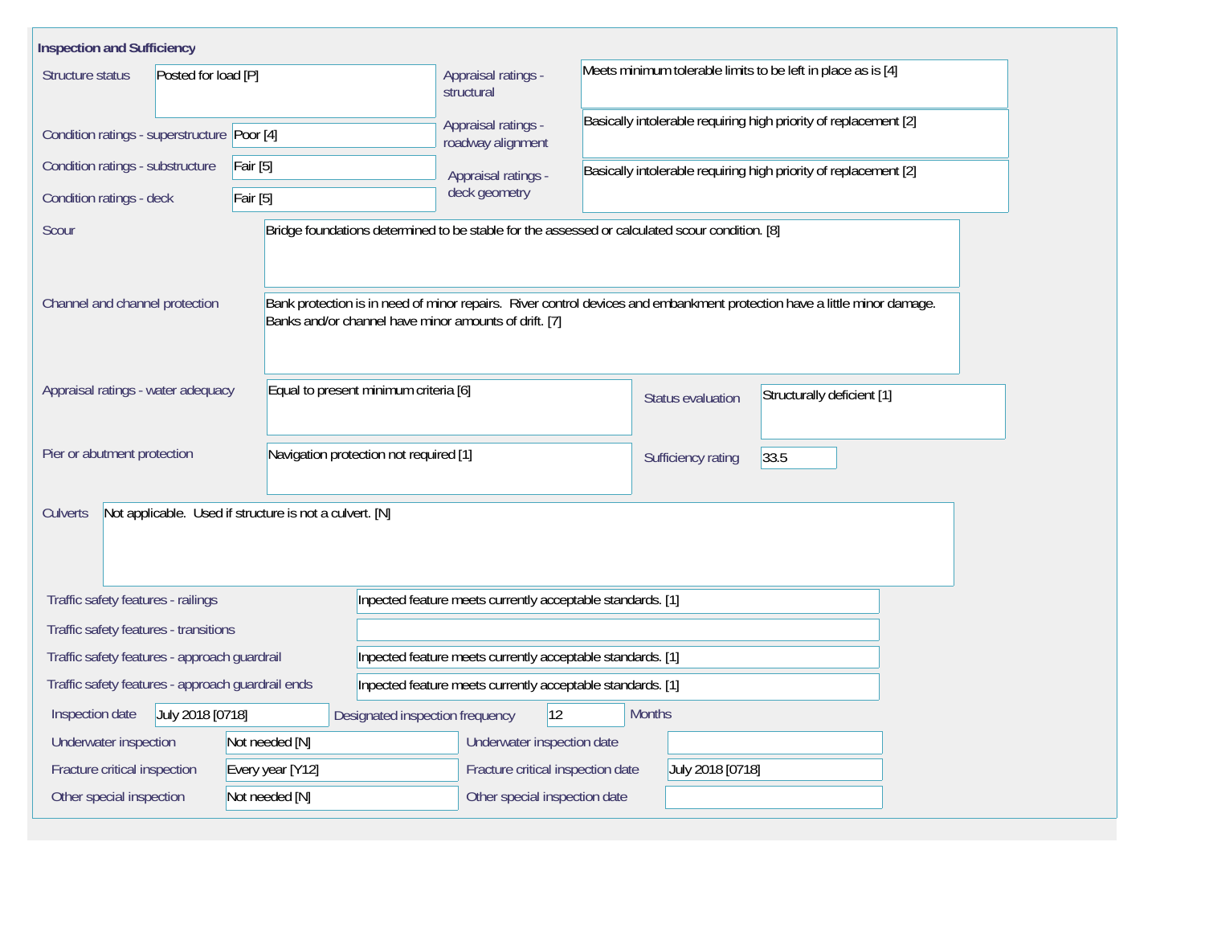## Inspection and Sufficiency

| | |
|---|---|
| Structure status | Posted for load [P] |
| Condition ratings - superstructure | Poor [4] |
| Condition ratings - substructure | Fair [5] |
| Condition ratings - deck | Fair [5] |
| Appraisal ratings - structural | Meets minimum tolerable limits to be left in place as is [4] |
| Appraisal ratings - roadway alignment | Basically intolerable requiring high priority of replacement [2] |
| Appraisal ratings - deck geometry | Basically intolerable requiring high priority of replacement [2] |
| Scour | Bridge foundations determined to be stable for the assessed or calculated scour condition. [8] |
| Channel and channel protection | Bank protection is in need of minor repairs. River control devices and embankment protection have a little minor damage. Banks and/or channel have minor amounts of drift. [7] |
| Appraisal ratings - water adequacy | Equal to present minimum criteria [6] |
| Pier or abutment protection | Navigation protection not required [1] |
| Status evaluation | Structurally deficient [1] |
| Sufficiency rating | 33.5 |
| Culverts | Not applicable. Used if structure is not a culvert. [N] |
| Traffic safety features - railings | Inpected feature meets currently acceptable standards. [1] |
| Traffic safety features - transitions | |
| Traffic safety features - approach guardrail | Inpected feature meets currently acceptable standards. [1] |
| Traffic safety features - approach guardrail ends | Inpected feature meets currently acceptable standards. [1] |
| Inspection date | July 2018 [0718] |
| Designated inspection frequency | 12 Months |
| Underwater inspection | Not needed [N] |
| Underwater inspection date | |
| Fracture critical inspection | Every year [Y12] |
| Fracture critical inspection date | July 2018 [0718] |
| Other special inspection | Not needed [N] |
| Other special inspection date | |